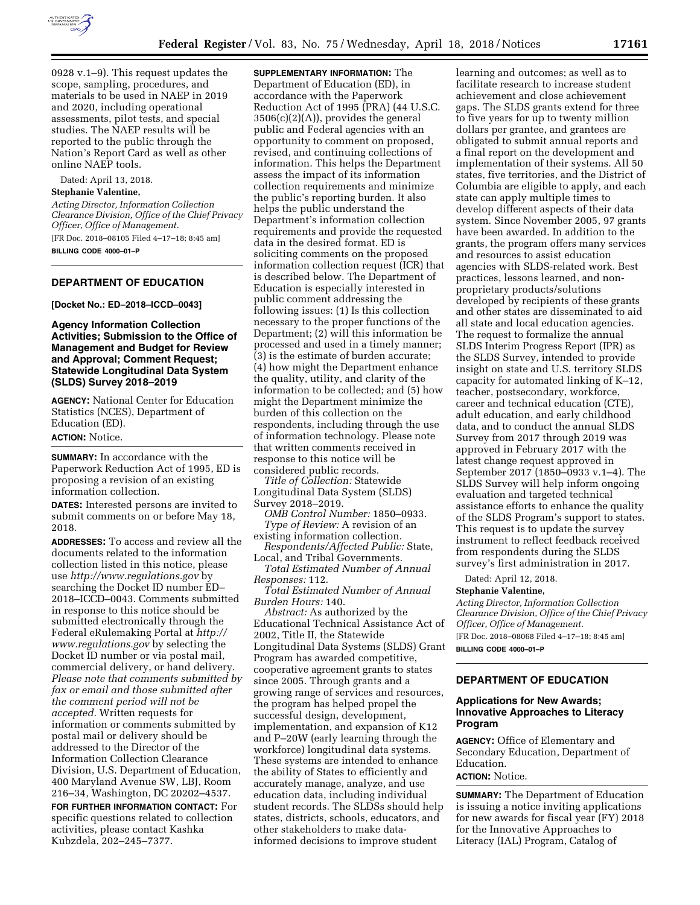0928 v.1–9). This request updates the scope, sampling, procedures, and materials to be used in NAEP in 2019 and 2020, including operational assessments, pilot tests, and special studies. The NAEP results will be reported to the public through the Nation's Report Card as well as other online NAEP tools.

Dated: April 13, 2018.

**Stephanie Valentine,**

*Acting Director, Information Collection Clearance Division, Office of the Chief Privacy Officer, Office of Management.*

[FR Doc. 2018–08105 Filed 4–17–18; 8:45 am]

**BILLING CODE 4000–01–P**

## DEPARTMENT OF EDUCATION

**[Docket No.: ED–2018–ICCD–0043]**

### Agency Information Collection Activities; Submission to the Office of Management and Budget for Review and Approval; Comment Request; Statewide Longitudinal Data System (SLDS) Survey 2018–2019

**AGENCY:** National Center for Education Statistics (NCES), Department of Education (ED).

**ACTION:** Notice.

**SUMMARY:** In accordance with the Paperwork Reduction Act of 1995, ED is proposing a revision of an existing information collection.

**DATES:** Interested persons are invited to submit comments on or before May 18, 2018.

**ADDRESSES:** To access and review all the documents related to the information collection listed in this notice, please use *http://www.regulations.gov* by searching the Docket ID number ED–2018–ICCD–0043. Comments submitted in response to this notice should be submitted electronically through the Federal eRulemaking Portal at *http://www.regulations.gov* by selecting the Docket ID number or via postal mail, commercial delivery, or hand delivery. *Please note that comments submitted by fax or email and those submitted after the comment period will not be accepted.* Written requests for information or comments submitted by postal mail or delivery should be addressed to the Director of the Information Collection Clearance Division, U.S. Department of Education, 400 Maryland Avenue SW, LBJ, Room 216–34, Washington, DC 20202–4537.

**FOR FURTHER INFORMATION CONTACT:** For specific questions related to collection activities, please contact Kashka Kubzdela, 202–245–7377.

**SUPPLEMENTARY INFORMATION:** The Department of Education (ED), in accordance with the Paperwork Reduction Act of 1995 (PRA) (44 U.S.C. 3506(c)(2)(A)), provides the general public and Federal agencies with an opportunity to comment on proposed, revised, and continuing collections of information. This helps the Department assess the impact of its information collection requirements and minimize the public's reporting burden. It also helps the public understand the Department's information collection requirements and provide the requested data in the desired format. ED is soliciting comments on the proposed information collection request (ICR) that is described below. The Department of Education is especially interested in public comment addressing the following issues: (1) Is this collection necessary to the proper functions of the Department; (2) will this information be processed and used in a timely manner; (3) is the estimate of burden accurate; (4) how might the Department enhance the quality, utility, and clarity of the information to be collected; and (5) how might the Department minimize the burden of this collection on the respondents, including through the use of information technology. Please note that written comments received in response to this notice will be considered public records.

*Title of Collection:* Statewide Longitudinal Data System (SLDS) Survey 2018–2019.

*OMB Control Number:* 1850–0933.

*Type of Review:* A revision of an existing information collection.

*Respondents/Affected Public:* State, Local, and Tribal Governments.

*Total Estimated Number of Annual Responses:* 112.

*Total Estimated Number of Annual Burden Hours:* 140.

*Abstract:* As authorized by the Educational Technical Assistance Act of 2002, Title II, the Statewide Longitudinal Data Systems (SLDS) Grant Program has awarded competitive, cooperative agreement grants to states since 2005. Through grants and a growing range of services and resources, the program has helped propel the successful design, development, implementation, and expansion of K12 and P–20W (early learning through the workforce) longitudinal data systems. These systems are intended to enhance the ability of States to efficiently and accurately manage, analyze, and use education data, including individual student records. The SLDSs should help states, districts, schools, educators, and other stakeholders to make data-informed decisions to improve student learning and outcomes; as well as to facilitate research to increase student achievement and close achievement gaps. The SLDS grants extend for three to five years for up to twenty million dollars per grantee, and grantees are obligated to submit annual reports and a final report on the development and implementation of their systems. All 50 states, five territories, and the District of Columbia are eligible to apply, and each state can apply multiple times to develop different aspects of their data system. Since November 2005, 97 grants have been awarded. In addition to the grants, the program offers many services and resources to assist education agencies with SLDS-related work. Best practices, lessons learned, and non-proprietary products/solutions developed by recipients of these grants and other states are disseminated to aid all state and local education agencies. The request to formalize the annual SLDS Interim Progress Report (IPR) as the SLDS Survey, intended to provide insight on state and U.S. territory SLDS capacity for automated linking of K–12, teacher, postsecondary, workforce, career and technical education (CTE), adult education, and early childhood data, and to conduct the annual SLDS Survey from 2017 through 2019 was approved in February 2017 with the latest change request approved in September 2017 (1850–0933 v.1–4). The SLDS Survey will help inform ongoing evaluation and targeted technical assistance efforts to enhance the quality of the SLDS Program's support to states. This request is to update the survey instrument to reflect feedback received from respondents during the SLDS survey's first administration in 2017.

Dated: April 12, 2018.

**Stephanie Valentine,**

*Acting Director, Information Collection Clearance Division, Office of the Chief Privacy Officer, Office of Management.*

[FR Doc. 2018–08068 Filed 4–17–18; 8:45 am]

**BILLING CODE 4000–01–P**

## DEPARTMENT OF EDUCATION

### Applications for New Awards; Innovative Approaches to Literacy Program

**AGENCY:** Office of Elementary and Secondary Education, Department of Education.

**ACTION:** Notice.

**SUMMARY:** The Department of Education is issuing a notice inviting applications for new awards for fiscal year (FY) 2018 for the Innovative Approaches to Literacy (IAL) Program, Catalog of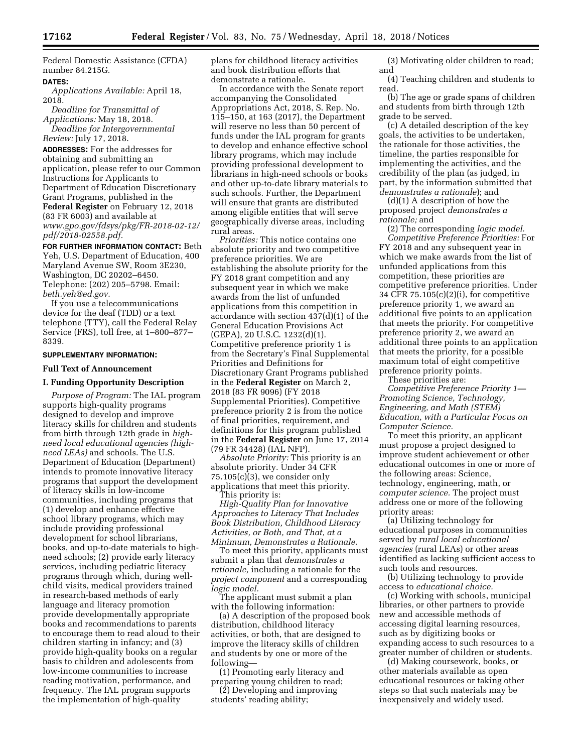Federal Domestic Assistance (CFDA) number 84.215G.

**DATES:**

*Applications Available:* April 18, 2018.

*Deadline for Transmittal of Applications:* May 18, 2018.

*Deadline for Intergovernmental Review:* July 17, 2018.

**ADDRESSES:** For the addresses for obtaining and submitting an application, please refer to our Common Instructions for Applicants to Department of Education Discretionary Grant Programs, published in the **Federal Register** on February 12, 2018 (83 FR 6003) and available at *www.gpo.gov/fdsys/pkg/FR-2018-02-12/pdf/2018-02558.pdf.*

**FOR FURTHER INFORMATION CONTACT:** Beth Yeh, U.S. Department of Education, 400 Maryland Avenue SW, Room 3E230, Washington, DC 20202–6450. Telephone: (202) 205–5798. Email: *beth.yeh@ed.gov.*

If you use a telecommunications device for the deaf (TDD) or a text telephone (TTY), call the Federal Relay Service (FRS), toll free, at 1–800–877–8339.

**SUPPLEMENTARY INFORMATION:**

## Full Text of Announcement

## I. Funding Opportunity Description

*Purpose of Program:* The IAL program supports high-quality programs designed to develop and improve literacy skills for children and students from birth through 12th grade in *high-need local educational agencies (high-need LEAs)* and schools. The U.S. Department of Education (Department) intends to promote innovative literacy programs that support the development of literacy skills in low-income communities, including programs that (1) develop and enhance effective school library programs, which may include providing professional development for school librarians, books, and up-to-date materials to high-need schools; (2) provide early literacy services, including pediatric literacy programs through which, during well-child visits, medical providers trained in research-based methods of early language and literacy promotion provide developmentally appropriate books and recommendations to parents to encourage them to read aloud to their children starting in infancy; and (3) provide high-quality books on a regular basis to children and adolescents from low-income communities to increase reading motivation, performance, and frequency. The IAL program supports the implementation of high-quality plans for childhood literacy activities and book distribution efforts that demonstrate a rationale.

In accordance with the Senate report accompanying the Consolidated Appropriations Act, 2018, S. Rep. No. 115–150, at 163 (2017), the Department will reserve no less than 50 percent of funds under the IAL program for grants to develop and enhance effective school library programs, which may include providing professional development to librarians in high-need schools or books and other up-to-date library materials to such schools. Further, the Department will ensure that grants are distributed among eligible entities that will serve geographically diverse areas, including rural areas.

*Priorities:* This notice contains one absolute priority and two competitive preference priorities. We are establishing the absolute priority for the FY 2018 grant competition and any subsequent year in which we make awards from the list of unfunded applications from this competition in accordance with section 437(d)(1) of the General Education Provisions Act (GEPA), 20 U.S.C. 1232(d)(1). Competitive preference priority 1 is from the Secretary's Final Supplemental Priorities and Definitions for Discretionary Grant Programs published in the **Federal Register** on March 2, 2018 (83 FR 9096) (FY 2018 Supplemental Priorities). Competitive preference priority 2 is from the notice of final priorities, requirement, and definitions for this program published in the **Federal Register** on June 17, 2014 (79 FR 34428) (IAL NFP).

*Absolute Priority:* This priority is an absolute priority. Under 34 CFR 75.105(c)(3), we consider only applications that meet this priority.

This priority is:

*High-Quality Plan for Innovative Approaches to Literacy That Includes Book Distribution, Childhood Literacy Activities, or Both, and That, at a Minimum, Demonstrates a Rationale.*

To meet this priority, applicants must submit a plan that *demonstrates a rationale,* including a rationale for the *project component* and a corresponding *logic model.*

The applicant must submit a plan with the following information:

(a) A description of the proposed book distribution, childhood literacy activities, or both, that are designed to improve the literacy skills of children and students by one or more of the following—

(1) Promoting early literacy and preparing young children to read;

(2) Developing and improving students' reading ability;

(3) Motivating older children to read; and

(4) Teaching children and students to read.

(b) The age or grade spans of children and students from birth through 12th grade to be served.

(c) A detailed description of the key goals, the activities to be undertaken, the rationale for those activities, the timeline, the parties responsible for implementing the activities, and the credibility of the plan (as judged, in part, by the information submitted that *demonstrates a rationale*); and

(d)(1) A description of how the proposed project *demonstrates a rationale;* and

(2) The corresponding *logic model.*

*Competitive Preference Priorities:* For FY 2018 and any subsequent year in which we make awards from the list of unfunded applications from this competition, these priorities are competitive preference priorities. Under 34 CFR 75.105(c)(2)(i), for competitive preference priority 1, we award an additional five points to an application that meets the priority. For competitive preference priority 2, we award an additional three points to an application that meets the priority, for a possible maximum total of eight competitive preference priority points.

These priorities are:

*Competitive Preference Priority 1—Promoting Science, Technology, Engineering, and Math (STEM) Education, with a Particular Focus on Computer Science.*

To meet this priority, an applicant must propose a project designed to improve student achievement or other educational outcomes in one or more of the following areas: Science, technology, engineering, math, or *computer science.* The project must address one or more of the following priority areas:

(a) Utilizing technology for educational purposes in communities served by *rural local educational agencies* (rural LEAs) or other areas identified as lacking sufficient access to such tools and resources.

(b) Utilizing technology to provide access to *educational choice.*

(c) Working with schools, municipal libraries, or other partners to provide new and accessible methods of accessing digital learning resources, such as by digitizing books or expanding access to such resources to a greater number of children or students.

(d) Making coursework, books, or other materials available as open educational resources or taking other steps so that such materials may be inexpensively and widely used.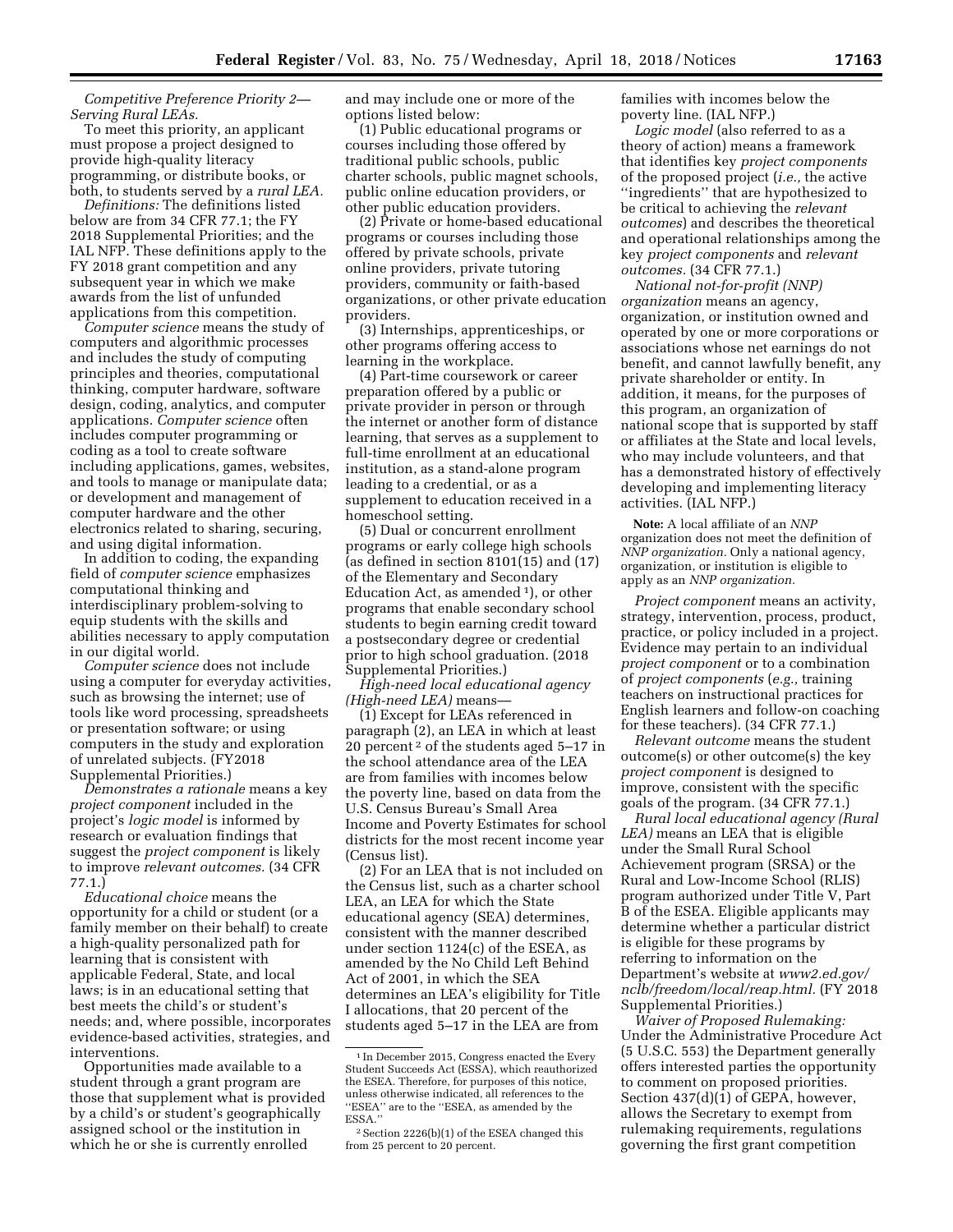*Competitive Preference Priority 2—Serving Rural LEAs.*

To meet this priority, an applicant must propose a project designed to provide high-quality literacy programming, or distribute books, or both, to students served by a *rural LEA.*

*Definitions:* The definitions listed below are from 34 CFR 77.1; the FY 2018 Supplemental Priorities; and the IAL NFP. These definitions apply to the FY 2018 grant competition and any subsequent year in which we make awards from the list of unfunded applications from this competition.

*Computer science* means the study of computers and algorithmic processes and includes the study of computing principles and theories, computational thinking, computer hardware, software design, coding, analytics, and computer applications. *Computer science* often includes computer programming or coding as a tool to create software including applications, games, websites, and tools to manage or manipulate data; or development and management of computer hardware and the other electronics related to sharing, securing, and using digital information.

In addition to coding, the expanding field of *computer science* emphasizes computational thinking and interdisciplinary problem-solving to equip students with the skills and abilities necessary to apply computation in our digital world.

*Computer science* does not include using a computer for everyday activities, such as browsing the internet; use of tools like word processing, spreadsheets or presentation software; or using computers in the study and exploration of unrelated subjects. (FY2018 Supplemental Priorities.)

*Demonstrates a rationale* means a key *project component* included in the project's *logic model* is informed by research or evaluation findings that suggest the *project component* is likely to improve *relevant outcomes.* (34 CFR 77.1.)

*Educational choice* means the opportunity for a child or student (or a family member on their behalf) to create a high-quality personalized path for learning that is consistent with applicable Federal, State, and local laws; is in an educational setting that best meets the child's or student's needs; and, where possible, incorporates evidence-based activities, strategies, and interventions.

Opportunities made available to a student through a grant program are those that supplement what is provided by a child's or student's geographically assigned school or the institution in which he or she is currently enrolled and may include one or more of the options listed below:

(1) Public educational programs or courses including those offered by traditional public schools, public charter schools, public magnet schools, public online education providers, or other public education providers.

(2) Private or home-based educational programs or courses including those offered by private schools, private online providers, private tutoring providers, community or faith-based organizations, or other private education providers.

(3) Internships, apprenticeships, or other programs offering access to learning in the workplace.

(4) Part-time coursework or career preparation offered by a public or private provider in person or through the internet or another form of distance learning, that serves as a supplement to full-time enrollment at an educational institution, as a stand-alone program leading to a credential, or as a supplement to education received in a homeschool setting.

(5) Dual or concurrent enrollment programs or early college high schools (as defined in section 8101(15) and (17) of the Elementary and Secondary Education Act, as amended [1]), or other programs that enable secondary school students to begin earning credit toward a postsecondary degree or credential prior to high school graduation. (2018 Supplemental Priorities.)

*High-need local educational agency (High-need LEA)* means—

(1) Except for LEAs referenced in paragraph (2), an LEA in which at least 20 percent [2] of the students aged 5–17 in the school attendance area of the LEA are from families with incomes below the poverty line, based on data from the U.S. Census Bureau's Small Area Income and Poverty Estimates for school districts for the most recent income year (Census list).

(2) For an LEA that is not included on the Census list, such as a charter school LEA, an LEA for which the State educational agency (SEA) determines, consistent with the manner described under section 1124(c) of the ESEA, as amended by the No Child Left Behind Act of 2001, in which the SEA determines an LEA's eligibility for Title I allocations, that 20 percent of the students aged 5–17 in the LEA are from families with incomes below the poverty line. (IAL NFP.)

*Logic model* (also referred to as a theory of action) means a framework that identifies key *project components* of the proposed project (*i.e.,* the active "ingredients" that are hypothesized to be critical to achieving the *relevant outcomes*) and describes the theoretical and operational relationships among the key *project components* and *relevant outcomes.* (34 CFR 77.1.)

*National not-for-profit (NNP) organization* means an agency, organization, or institution owned and operated by one or more corporations or associations whose net earnings do not benefit, and cannot lawfully benefit, any private shareholder or entity. In addition, it means, for the purposes of this program, an organization of national scope that is supported by staff or affiliates at the State and local levels, who may include volunteers, and that has a demonstrated history of effectively developing and implementing literacy activities. (IAL NFP.)

**Note:** A local affiliate of an *NNP* organization does not meet the definition of *NNP organization.* Only a national agency, organization, or institution is eligible to apply as an *NNP organization.*

*Project component* means an activity, strategy, intervention, process, product, practice, or policy included in a project. Evidence may pertain to an individual *project component* or to a combination of *project components* (*e.g.,* training teachers on instructional practices for English learners and follow-on coaching for these teachers). (34 CFR 77.1.)

*Relevant outcome* means the student outcome(s) or other outcome(s) the key *project component* is designed to improve, consistent with the specific goals of the program. (34 CFR 77.1.)

*Rural local educational agency (Rural LEA)* means an LEA that is eligible under the Small Rural School Achievement program (SRSA) or the Rural and Low-Income School (RLIS) program authorized under Title V, Part B of the ESEA. Eligible applicants may determine whether a particular district is eligible for these programs by referring to information on the Department's website at *www2.ed.gov/nclb/freedom/local/reap.html.* (FY 2018 Supplemental Priorities.)

*Waiver of Proposed Rulemaking:* Under the Administrative Procedure Act (5 U.S.C. 553) the Department generally offers interested parties the opportunity to comment on proposed priorities. Section 437(d)(1) of GEPA, however, allows the Secretary to exempt from rulemaking requirements, regulations governing the first grant competition

[1] In December 2015, Congress enacted the Every Student Succeeds Act (ESSA), which reauthorized the ESEA. Therefore, for purposes of this notice, unless otherwise indicated, all references to the "ESEA" are to the "ESEA, as amended by the ESSA."

[2] Section 2226(b)(1) of the ESEA changed this from 25 percent to 20 percent.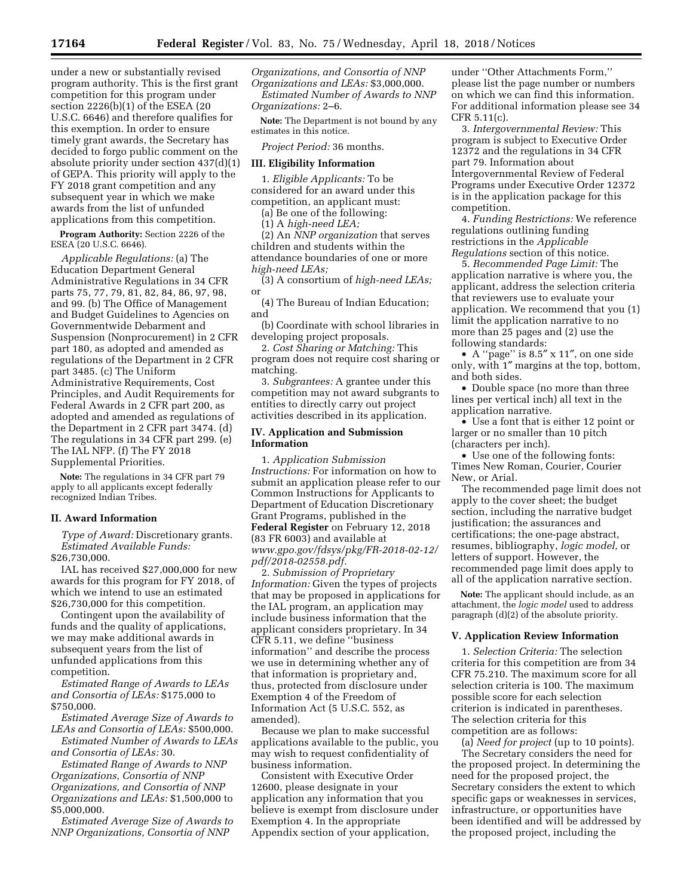under a new or substantially revised program authority. This is the first grant competition for this program under section 2226(b)(1) of the ESEA (20 U.S.C. 6646) and therefore qualifies for this exemption. In order to ensure timely grant awards, the Secretary has decided to forgo public comment on the absolute priority under section 437(d)(1) of GEPA. This priority will apply to the FY 2018 grant competition and any subsequent year in which we make awards from the list of unfunded applications from this competition.

**Program Authority:** Section 2226 of the ESEA (20 U.S.C. 6646).

*Applicable Regulations:* (a) The Education Department General Administrative Regulations in 34 CFR parts 75, 77, 79, 81, 82, 84, 86, 97, 98, and 99. (b) The Office of Management and Budget Guidelines to Agencies on Governmentwide Debarment and Suspension (Nonprocurement) in 2 CFR part 180, as adopted and amended as regulations of the Department in 2 CFR part 3485. (c) The Uniform Administrative Requirements, Cost Principles, and Audit Requirements for Federal Awards in 2 CFR part 200, as adopted and amended as regulations of the Department in 2 CFR part 3474. (d) The regulations in 34 CFR part 299. (e) The IAL NFP. (f) The FY 2018 Supplemental Priorities.

**Note:** The regulations in 34 CFR part 79 apply to all applicants except federally recognized Indian Tribes.

## II. Award Information

*Type of Award:* Discretionary grants.

*Estimated Available Funds:* $26,730,000.

IAL has received $27,000,000 for new awards for this program for FY 2018, of which we intend to use an estimated $26,730,000 for this competition.

Contingent upon the availability of funds and the quality of applications, we may make additional awards in subsequent years from the list of unfunded applications from this competition.

*Estimated Range of Awards to LEAs and Consortia of LEAs:* $175,000 to $750,000.

*Estimated Average Size of Awards to LEAs and Consortia of LEAs:* $500,000.

*Estimated Number of Awards to LEAs and Consortia of LEAs:* 30.

*Estimated Range of Awards to NNP Organizations, Consortia of NNP Organizations, and Consortia of NNP Organizations and LEAs:* $1,500,000 to $5,000,000.

*Estimated Average Size of Awards to NNP Organizations, Consortia of NNP Organizations and Consortia of NNP Organizations and LEAs:* $3,000,000.

*Estimated Number of Awards to NNP Organizations:* 2–6.

**Note:** The Department is not bound by any estimates in this notice.

*Project Period:* 36 months.

## III. Eligibility Information

1. *Eligible Applicants:* To be considered for an award under this competition, an applicant must:

(a) Be one of the following:

(1) A *high-need LEA;*

(2) An *NNP organization* that serves children and students within the attendance boundaries of one or more *high-need LEAs;*

(3) A consortium of *high-need LEAs;* or

(4) The Bureau of Indian Education; and

(b) Coordinate with school libraries in developing project proposals.

2. *Cost Sharing or Matching:* This program does not require cost sharing or matching.

3. *Subgrantees:* A grantee under this competition may not award subgrants to entities to directly carry out project activities described in its application.

## IV. Application and Submission Information

1. *Application Submission Instructions:* For information on how to submit an application please refer to our Common Instructions for Applicants to Department of Education Discretionary Grant Programs, published in the **Federal Register** on February 12, 2018 (83 FR 6003) and available at *www.gpo.gov/fdsys/pkg/FR-2018-02-12/pdf/2018-02558.pdf.*

2. *Submission of Proprietary Information:* Given the types of projects that may be proposed in applications for the IAL program, an application may include business information that the applicant considers proprietary. In 34 CFR 5.11, we define "business information" and describe the process we use in determining whether any of that information is proprietary and, thus, protected from disclosure under Exemption 4 of the Freedom of Information Act (5 U.S.C. 552, as amended).

Because we plan to make successful applications available to the public, you may wish to request confidentiality of business information.

Consistent with Executive Order 12600, please designate in your application any information that you believe is exempt from disclosure under Exemption 4. In the appropriate Appendix section of your application, under "Other Attachments Form," please list the page number or numbers on which we can find this information. For additional information please see 34 CFR 5.11(c).

3. *Intergovernmental Review:* This program is subject to Executive Order 12372 and the regulations in 34 CFR part 79. Information about Intergovernmental Review of Federal Programs under Executive Order 12372 is in the application package for this competition.

4. *Funding Restrictions:* We reference regulations outlining funding restrictions in the *Applicable Regulations* section of this notice.

5. *Recommended Page Limit:* The application narrative is where you, the applicant, address the selection criteria that reviewers use to evaluate your application. We recommend that you (1) limit the application narrative to no more than 25 pages and (2) use the following standards:

- A "page" is 8.5″ x 11″, on one side only, with 1″ margins at the top, bottom, and both sides.
- Double space (no more than three lines per vertical inch) all text in the application narrative.
- Use a font that is either 12 point or larger or no smaller than 10 pitch (characters per inch).
- Use one of the following fonts: Times New Roman, Courier, Courier New, or Arial.

The recommended page limit does not apply to the cover sheet; the budget section, including the narrative budget justification; the assurances and certifications; the one-page abstract, resumes, bibliography, *logic model,* or letters of support. However, the recommended page limit does apply to all of the application narrative section.

**Note:** The applicant should include, as an attachment, the *logic model* used to address paragraph (d)(2) of the absolute priority.

## V. Application Review Information

1. *Selection Criteria:* The selection criteria for this competition are from 34 CFR 75.210. The maximum score for all selection criteria is 100. The maximum possible score for each selection criterion is indicated in parentheses. The selection criteria for this competition are as follows:

(a) *Need for project* (up to 10 points).

The Secretary considers the need for the proposed project. In determining the need for the proposed project, the Secretary considers the extent to which specific gaps or weaknesses in services, infrastructure, or opportunities have been identified and will be addressed by the proposed project, including the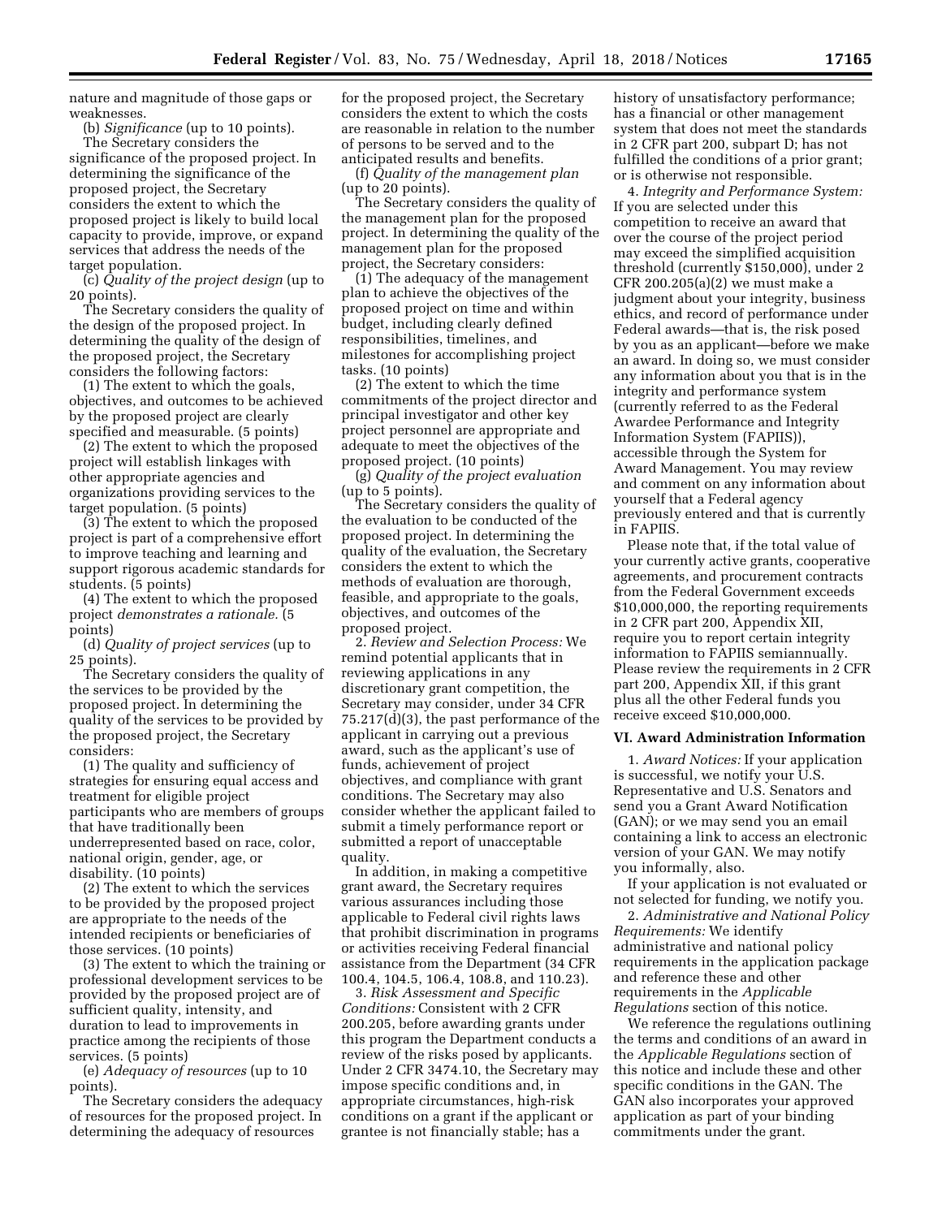nature and magnitude of those gaps or weaknesses.

(b) *Significance* (up to 10 points).

The Secretary considers the significance of the proposed project. In determining the significance of the proposed project, the Secretary considers the extent to which the proposed project is likely to build local capacity to provide, improve, or expand services that address the needs of the target population.

(c) *Quality of the project design* (up to 20 points).

The Secretary considers the quality of the design of the proposed project. In determining the quality of the design of the proposed project, the Secretary considers the following factors:

(1) The extent to which the goals, objectives, and outcomes to be achieved by the proposed project are clearly specified and measurable. (5 points)

(2) The extent to which the proposed project will establish linkages with other appropriate agencies and organizations providing services to the target population. (5 points)

(3) The extent to which the proposed project is part of a comprehensive effort to improve teaching and learning and support rigorous academic standards for students. (5 points)

(4) The extent to which the proposed project *demonstrates a rationale.* (5 points)

(d) *Quality of project services* (up to 25 points).

The Secretary considers the quality of the services to be provided by the proposed project. In determining the quality of the services to be provided by the proposed project, the Secretary considers:

(1) The quality and sufficiency of strategies for ensuring equal access and treatment for eligible project participants who are members of groups that have traditionally been underrepresented based on race, color, national origin, gender, age, or disability. (10 points)

(2) The extent to which the services to be provided by the proposed project are appropriate to the needs of the intended recipients or beneficiaries of those services. (10 points)

(3) The extent to which the training or professional development services to be provided by the proposed project are of sufficient quality, intensity, and duration to lead to improvements in practice among the recipients of those services. (5 points)

(e) *Adequacy of resources* (up to 10 points).

The Secretary considers the adequacy of resources for the proposed project. In determining the adequacy of resources for the proposed project, the Secretary considers the extent to which the costs are reasonable in relation to the number of persons to be served and to the anticipated results and benefits.

(f) *Quality of the management plan* (up to 20 points).

The Secretary considers the quality of the management plan for the proposed project. In determining the quality of the management plan for the proposed project, the Secretary considers:

(1) The adequacy of the management plan to achieve the objectives of the proposed project on time and within budget, including clearly defined responsibilities, timelines, and milestones for accomplishing project tasks. (10 points)

(2) The extent to which the time commitments of the project director and principal investigator and other key project personnel are appropriate and adequate to meet the objectives of the proposed project. (10 points)

(g) *Quality of the project evaluation* (up to 5 points).

The Secretary considers the quality of the evaluation to be conducted of the proposed project. In determining the quality of the evaluation, the Secretary considers the extent to which the methods of evaluation are thorough, feasible, and appropriate to the goals, objectives, and outcomes of the proposed project.

2. *Review and Selection Process:* We remind potential applicants that in reviewing applications in any discretionary grant competition, the Secretary may consider, under 34 CFR 75.217(d)(3), the past performance of the applicant in carrying out a previous award, such as the applicant's use of funds, achievement of project objectives, and compliance with grant conditions. The Secretary may also consider whether the applicant failed to submit a timely performance report or submitted a report of unacceptable quality.

In addition, in making a competitive grant award, the Secretary requires various assurances including those applicable to Federal civil rights laws that prohibit discrimination in programs or activities receiving Federal financial assistance from the Department (34 CFR 100.4, 104.5, 106.4, 108.8, and 110.23).

3. *Risk Assessment and Specific Conditions:* Consistent with 2 CFR 200.205, before awarding grants under this program the Department conducts a review of the risks posed by applicants. Under 2 CFR 3474.10, the Secretary may impose specific conditions and, in appropriate circumstances, high-risk conditions on a grant if the applicant or grantee is not financially stable; has a history of unsatisfactory performance; has a financial or other management system that does not meet the standards in 2 CFR part 200, subpart D; has not fulfilled the conditions of a prior grant; or is otherwise not responsible.

4. *Integrity and Performance System:* If you are selected under this competition to receive an award that over the course of the project period may exceed the simplified acquisition threshold (currently $150,000), under 2 CFR 200.205(a)(2) we must make a judgment about your integrity, business ethics, and record of performance under Federal awards—that is, the risk posed by you as an applicant—before we make an award. In doing so, we must consider any information about you that is in the integrity and performance system (currently referred to as the Federal Awardee Performance and Integrity Information System (FAPIIS)), accessible through the System for Award Management. You may review and comment on any information about yourself that a Federal agency previously entered and that is currently in FAPIIS.

Please note that, if the total value of your currently active grants, cooperative agreements, and procurement contracts from the Federal Government exceeds $10,000,000, the reporting requirements in 2 CFR part 200, Appendix XII, require you to report certain integrity information to FAPIIS semiannually. Please review the requirements in 2 CFR part 200, Appendix XII, if this grant plus all the other Federal funds you receive exceed $10,000,000.

## VI. Award Administration Information

1. *Award Notices:* If your application is successful, we notify your U.S. Representative and U.S. Senators and send you a Grant Award Notification (GAN); or we may send you an email containing a link to access an electronic version of your GAN. We may notify you informally, also.

If your application is not evaluated or not selected for funding, we notify you.

2. *Administrative and National Policy Requirements:* We identify administrative and national policy requirements in the application package and reference these and other requirements in the *Applicable Regulations* section of this notice.

We reference the regulations outlining the terms and conditions of an award in the *Applicable Regulations* section of this notice and include these and other specific conditions in the GAN. The GAN also incorporates your approved application as part of your binding commitments under the grant.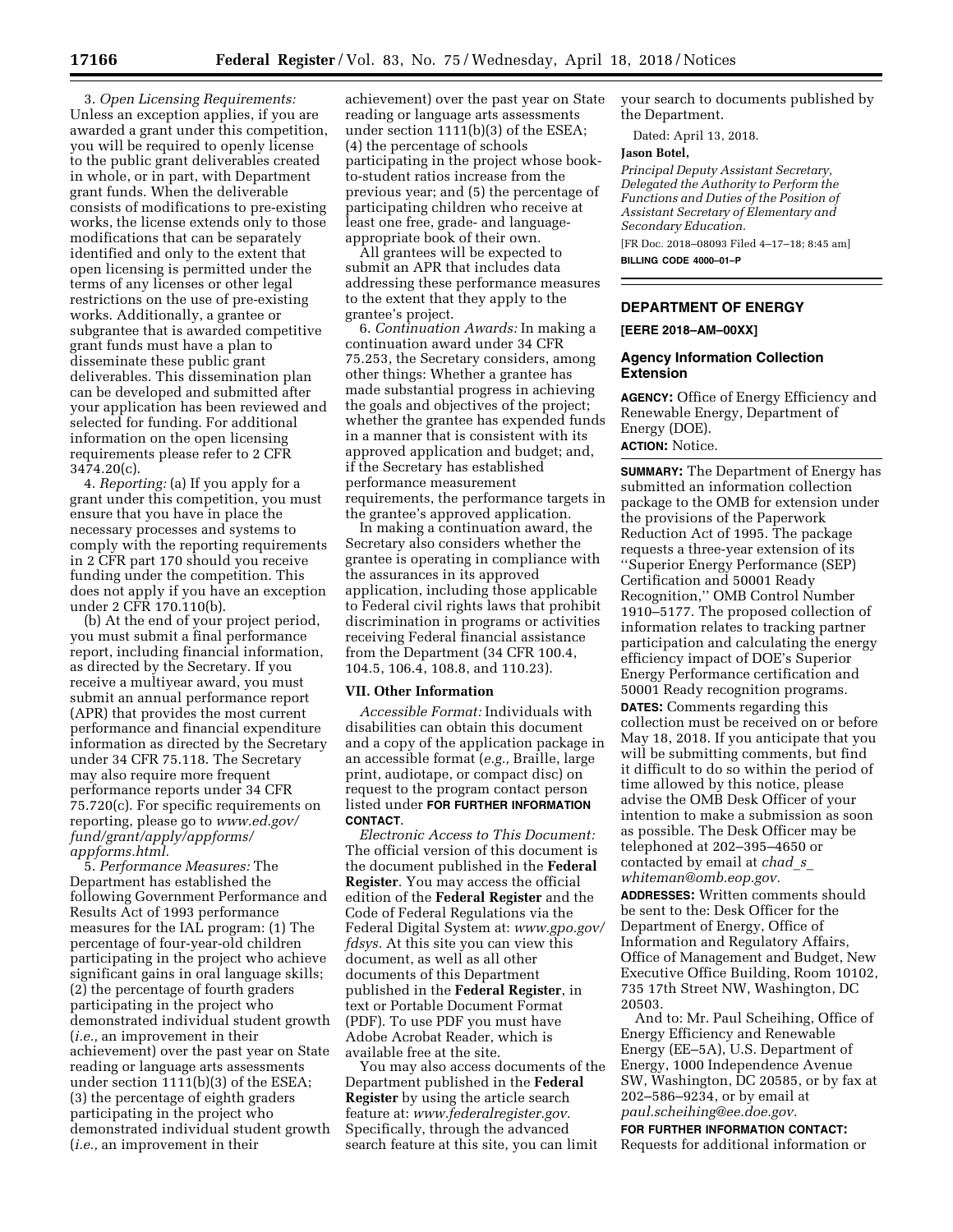3. *Open Licensing Requirements:* Unless an exception applies, if you are awarded a grant under this competition, you will be required to openly license to the public grant deliverables created in whole, or in part, with Department grant funds. When the deliverable consists of modifications to pre-existing works, the license extends only to those modifications that can be separately identified and only to the extent that open licensing is permitted under the terms of any licenses or other legal restrictions on the use of pre-existing works. Additionally, a grantee or subgrantee that is awarded competitive grant funds must have a plan to disseminate these public grant deliverables. This dissemination plan can be developed and submitted after your application has been reviewed and selected for funding. For additional information on the open licensing requirements please refer to 2 CFR 3474.20(c).

4. *Reporting:* (a) If you apply for a grant under this competition, you must ensure that you have in place the necessary processes and systems to comply with the reporting requirements in 2 CFR part 170 should you receive funding under the competition. This does not apply if you have an exception under 2 CFR 170.110(b).

(b) At the end of your project period, you must submit a final performance report, including financial information, as directed by the Secretary. If you receive a multiyear award, you must submit an annual performance report (APR) that provides the most current performance and financial expenditure information as directed by the Secretary under 34 CFR 75.118. The Secretary may also require more frequent performance reports under 34 CFR 75.720(c). For specific requirements on reporting, please go to *www.ed.gov/fund/grant/apply/appforms/appforms.html.*

5. *Performance Measures:* The Department has established the following Government Performance and Results Act of 1993 performance measures for the IAL program: (1) The percentage of four-year-old children participating in the project who achieve significant gains in oral language skills; (2) the percentage of fourth graders participating in the project who demonstrated individual student growth (*i.e.,* an improvement in their achievement) over the past year on State reading or language arts assessments under section 1111(b)(3) of the ESEA; (3) the percentage of eighth graders participating in the project who demonstrated individual student growth (*i.e.,* an improvement in their achievement) over the past year on State reading or language arts assessments under section 1111(b)(3) of the ESEA; (4) the percentage of schools participating in the project whose book-to-student ratios increase from the previous year; and (5) the percentage of participating children who receive at least one free, grade- and language-appropriate book of their own.

All grantees will be expected to submit an APR that includes data addressing these performance measures to the extent that they apply to the grantee's project.

6. *Continuation Awards:* In making a continuation award under 34 CFR 75.253, the Secretary considers, among other things: Whether a grantee has made substantial progress in achieving the goals and objectives of the project; whether the grantee has expended funds in a manner that is consistent with its approved application and budget; and, if the Secretary has established performance measurement requirements, the performance targets in the grantee's approved application.

In making a continuation award, the Secretary also considers whether the grantee is operating in compliance with the assurances in its approved application, including those applicable to Federal civil rights laws that prohibit discrimination in programs or activities receiving Federal financial assistance from the Department (34 CFR 100.4, 104.5, 106.4, 108.8, and 110.23).

## VII. Other Information

*Accessible Format:* Individuals with disabilities can obtain this document and a copy of the application package in an accessible format (*e.g.,* Braille, large print, audiotape, or compact disc) on request to the program contact person listed under **FOR FURTHER INFORMATION CONTACT**.

*Electronic Access to This Document:* The official version of this document is the document published in the **Federal Register**. You may access the official edition of the **Federal Register** and the Code of Federal Regulations via the Federal Digital System at: *www.gpo.gov/fdsys.* At this site you can view this document, as well as all other documents of this Department published in the **Federal Register**, in text or Portable Document Format (PDF). To use PDF you must have Adobe Acrobat Reader, which is available free at the site.

You may also access documents of the Department published in the **Federal Register** by using the article search feature at: *www.federalregister.gov.* Specifically, through the advanced search feature at this site, you can limit your search to documents published by the Department.

Dated: April 13, 2018.

**Jason Botel,**

*Principal Deputy Assistant Secretary, Delegated the Authority to Perform the Functions and Duties of the Position of Assistant Secretary of Elementary and Secondary Education.*

[FR Doc. 2018–08093 Filed 4–17–18; 8:45 am]

**BILLING CODE 4000–01–P**

---

## DEPARTMENT OF ENERGY

**[EERE 2018–AM–00XX]**

### Agency Information Collection Extension

**AGENCY:** Office of Energy Efficiency and Renewable Energy, Department of Energy (DOE).

**ACTION:** Notice.

**SUMMARY:** The Department of Energy has submitted an information collection package to the OMB for extension under the provisions of the Paperwork Reduction Act of 1995. The package requests a three-year extension of its "Superior Energy Performance (SEP) Certification and 50001 Ready Recognition," OMB Control Number 1910–5177. The proposed collection of information relates to tracking partner participation and calculating the energy efficiency impact of DOE's Superior Energy Performance certification and 50001 Ready recognition programs.

**DATES:** Comments regarding this collection must be received on or before May 18, 2018. If you anticipate that you will be submitting comments, but find it difficult to do so within the period of time allowed by this notice, please advise the OMB Desk Officer of your intention to make a submission as soon as possible. The Desk Officer may be telephoned at 202–395–4650 or contacted by email at *chad_s_whiteman@omb.eop.gov.*

**ADDRESSES:** Written comments should be sent to the: Desk Officer for the Department of Energy, Office of Information and Regulatory Affairs, Office of Management and Budget, New Executive Office Building, Room 10102, 735 17th Street NW, Washington, DC 20503.

And to: Mr. Paul Scheihing, Office of Energy Efficiency and Renewable Energy (EE–5A), U.S. Department of Energy, 1000 Independence Avenue SW, Washington, DC 20585, or by fax at 202–586–9234, or by email at *paul.scheihing@ee.doe.gov.*

**FOR FURTHER INFORMATION CONTACT:** Requests for additional information or